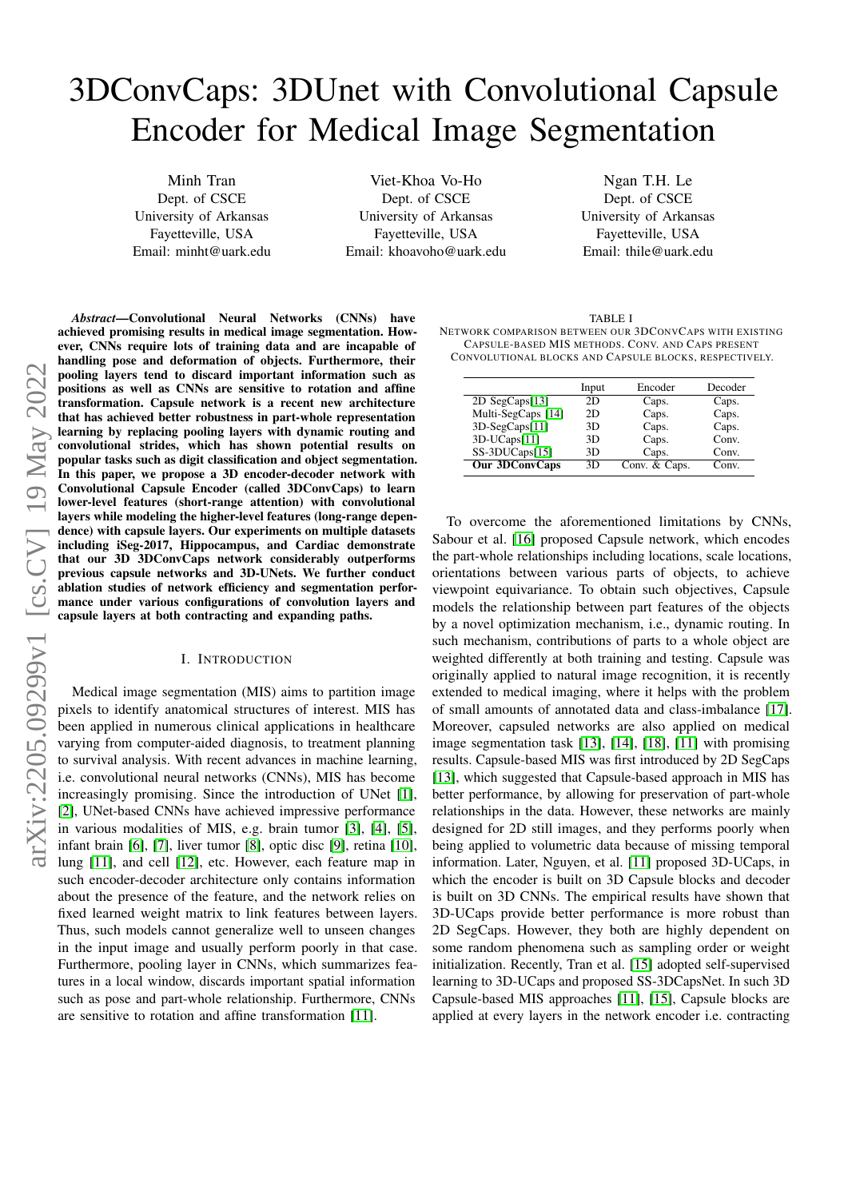# 3DConvCaps: 3DUnet with Convolutional Capsule Encoder for Medical Image Segmentation

Minh Tran
Dept. of CSCE
University of Arkansas
Fayetteville, USA
Email: minht@uark.edu

Viet-Khoa Vo-Ho
Dept. of CSCE
University of Arkansas
Fayetteville, USA
Email: khoavoho@uark.edu

Ngan T.H. Le
Dept. of CSCE
University of Arkansas
Fayetteville, USA
Email: thile@uark.edu

***Abstract*—Convolutional Neural Networks (CNNs) have achieved promising results in medical image segmentation. However, CNNs require lots of training data and are incapable of handling pose and deformation of objects. Furthermore, their pooling layers tend to discard important information such as positions as well as CNNs are sensitive to rotation and affine transformation. Capsule network is a recent new architecture that has achieved better robustness in part-whole representation learning by replacing pooling layers with dynamic routing and convolutional strides, which has shown potential results on popular tasks such as digit classification and object segmentation. In this paper, we propose a 3D encoder-decoder network with Convolutional Capsule Encoder (called 3DConvCaps) to learn lower-level features (short-range attention) with convolutional layers while modeling the higher-level features (long-range dependence) with capsule layers. Our experiments on multiple datasets including iSeg-2017, Hippocampus, and Cardiac demonstrate that our 3D 3DConvCaps network considerably outperforms previous capsule networks and 3D-UNets. We further conduct ablation studies of network efficiency and segmentation performance under various configurations of convolution layers and capsule layers at both contracting and expanding paths.**

## I. Introduction

Medical image segmentation (MIS) aims to partition image pixels to identify anatomical structures of interest. MIS has been applied in numerous clinical applications in healthcare varying from computer-aided diagnosis, to treatment planning to survival analysis. With recent advances in machine learning, i.e. convolutional neural networks (CNNs), MIS has become increasingly promising. Since the introduction of UNet [1], [2], UNet-based CNNs have achieved impressive performance in various modalities of MIS, e.g. brain tumor [3], [4], [5], infant brain [6], [7], liver tumor [8], optic disc [9], retina [10], lung [11], and cell [12], etc. However, each feature map in such encoder-decoder architecture only contains information about the presence of the feature, and the network relies on fixed learned weight matrix to link features between layers. Thus, such models cannot generalize well to unseen changes in the input image and usually perform poorly in that case. Furthermore, pooling layer in CNNs, which summarizes features in a local window, discards important spatial information such as pose and part-whole relationship. Furthermore, CNNs are sensitive to rotation and affine transformation [11].

TABLE I
Network comparison between our 3DConvCaps with existing Capsule-based MIS methods. Conv. and Caps present Convolutional blocks and Capsule blocks, respectively.

| | Input | Encoder | Decoder |
|---|---|---|---|
| 2D SegCaps[13] | 2D | Caps. | Caps. |
| Multi-SegCaps [14] | 2D | Caps. | Caps. |
| 3D-SegCaps[11] | 3D | Caps. | Caps. |
| 3D-UCaps[11] | 3D | Caps. | Conv. |
| SS-3DUCaps[15] | 3D | Caps. | Conv. |
| **Our 3DConvCaps** | 3D | Conv. & Caps. | Conv. |

To overcome the aforementioned limitations by CNNs, Sabour et al. [16] proposed Capsule network, which encodes the part-whole relationships including locations, scale locations, orientations between various parts of objects, to achieve viewpoint equivariance. To obtain such objectives, Capsule models the relationship between part features of the objects by a novel optimization mechanism, i.e., dynamic routing. In such mechanism, contributions of parts to a whole object are weighted differently at both training and testing. Capsule was originally applied to natural image recognition, it is recently extended to medical imaging, where it helps with the problem of small amounts of annotated data and class-imbalance [17]. Moreover, capsuled networks are also applied on medical image segmentation task [13], [14], [18], [11] with promising results. Capsule-based MIS was first introduced by 2D SegCaps [13], which suggested that Capsule-based approach in MIS has better performance, by allowing for preservation of part-whole relationships in the data. However, these networks are mainly designed for 2D still images, and they performs poorly when being applied to volumetric data because of missing temporal information. Later, Nguyen, et al. [11] proposed 3D-UCaps, in which the encoder is built on 3D Capsule blocks and decoder is built on 3D CNNs. The empirical results have shown that 3D-UCaps provide better performance is more robust than 2D SegCaps. However, they both are highly dependent on some random phenomena such as sampling order or weight initialization. Recently, Tran et al. [15] adopted self-supervised learning to 3D-UCaps and proposed SS-3DCapsNet. In such 3D Capsule-based MIS approaches [11], [15], Capsule blocks are applied at every layers in the network encoder i.e. contracting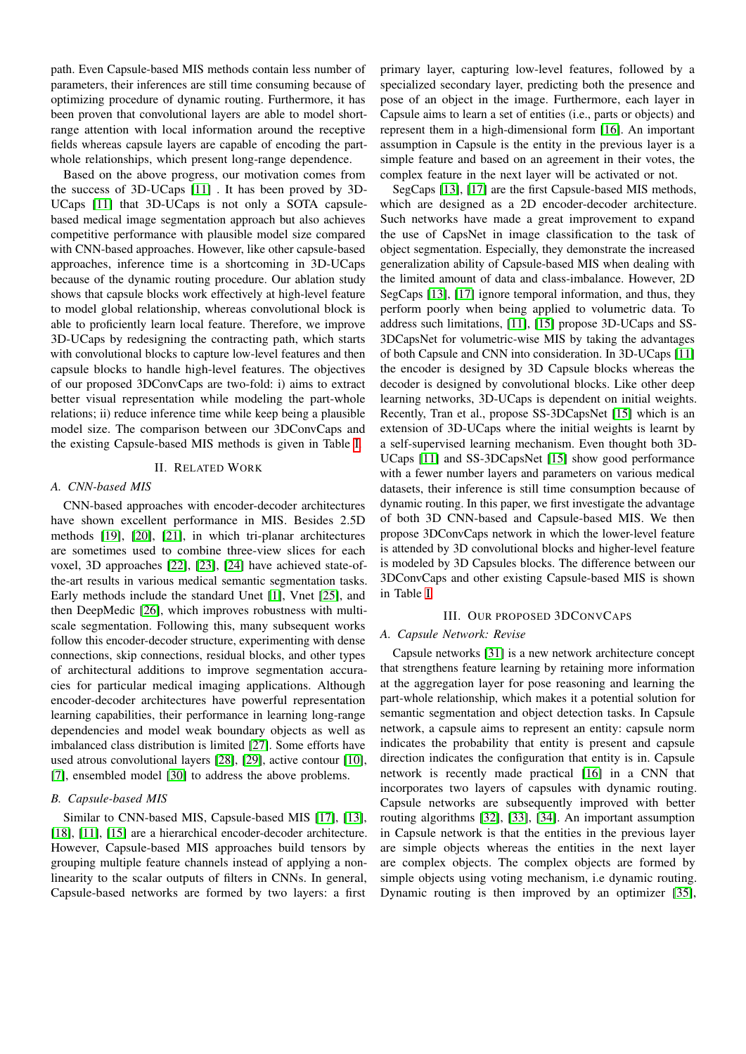path. Even Capsule-based MIS methods contain less number of parameters, their inferences are still time consuming because of optimizing procedure of dynamic routing. Furthermore, it has been proven that convolutional layers are able to model short-range attention with local information around the receptive fields whereas capsule layers are capable of encoding the part-whole relationships, which present long-range dependence.

Based on the above progress, our motivation comes from the success of 3D-UCaps [11] . It has been proved by 3D-UCaps [11] that 3D-UCaps is not only a SOTA capsule-based medical image segmentation approach but also achieves competitive performance with plausible model size compared with CNN-based approaches. However, like other capsule-based approaches, inference time is a shortcoming in 3D-UCaps because of the dynamic routing procedure. Our ablation study shows that capsule blocks work effectively at high-level feature to model global relationship, whereas convolutional block is able to proficiently learn local feature. Therefore, we improve 3D-UCaps by redesigning the contracting path, which starts with convolutional blocks to capture low-level features and then capsule blocks to handle high-level features. The objectives of our proposed 3DConvCaps are two-fold: i) aims to extract better visual representation while modeling the part-whole relations; ii) reduce inference time while keep being a plausible model size. The comparison between our 3DConvCaps and the existing Capsule-based MIS methods is given in Table I.

## II. Related Work

### A. CNN-based MIS

CNN-based approaches with encoder-decoder architectures have shown excellent performance in MIS. Besides 2.5D methods [19], [20], [21], in which tri-planar architectures are sometimes used to combine three-view slices for each voxel, 3D approaches [22], [23], [24] have achieved state-of-the-art results in various medical semantic segmentation tasks. Early methods include the standard Unet [1], Vnet [25], and then DeepMedic [26], which improves robustness with multi-scale segmentation. Following this, many subsequent works follow this encoder-decoder structure, experimenting with dense connections, skip connections, residual blocks, and other types of architectural additions to improve segmentation accuracies for particular medical imaging applications. Although encoder-decoder architectures have powerful representation learning capabilities, their performance in learning long-range dependencies and model weak boundary objects as well as imbalanced class distribution is limited [27]. Some efforts have used atrous convolutional layers [28], [29], active contour [10], [7], ensembled model [30] to address the above problems.

### B. Capsule-based MIS

Similar to CNN-based MIS, Capsule-based MIS [17], [13], [18], [11], [15] are a hierarchical encoder-decoder architecture. However, Capsule-based MIS approaches build tensors by grouping multiple feature channels instead of applying a non-linearity to the scalar outputs of filters in CNNs. In general, Capsule-based networks are formed by two layers: a first primary layer, capturing low-level features, followed by a specialized secondary layer, predicting both the presence and pose of an object in the image. Furthermore, each layer in Capsule aims to learn a set of entities (i.e., parts or objects) and represent them in a high-dimensional form [16]. An important assumption in Capsule is the entity in the previous layer is a simple feature and based on an agreement in their votes, the complex feature in the next layer will be activated or not.

SegCaps [13], [17] are the first Capsule-based MIS methods, which are designed as a 2D encoder-decoder architecture. Such networks have made a great improvement to expand the use of CapsNet in image classification to the task of object segmentation. Especially, they demonstrate the increased generalization ability of Capsule-based MIS when dealing with the limited amount of data and class-imbalance. However, 2D SegCaps [13], [17] ignore temporal information, and thus, they perform poorly when being applied to volumetric data. To address such limitations, [11], [15] propose 3D-UCaps and SS-3DCapsNet for volumetric-wise MIS by taking the advantages of both Capsule and CNN into consideration. In 3D-UCaps [11] the encoder is designed by 3D Capsule blocks whereas the decoder is designed by convolutional blocks. Like other deep learning networks, 3D-UCaps is dependent on initial weights. Recently, Tran et al., propose SS-3DCapsNet [15] which is an extension of 3D-UCaps where the initial weights is learnt by a self-supervised learning mechanism. Even thought both 3D-UCaps [11] and SS-3DCapsNet [15] show good performance with a fewer number layers and parameters on various medical datasets, their inference is still time consumption because of dynamic routing. In this paper, we first investigate the advantage of both 3D CNN-based and Capsule-based MIS. We then propose 3DConvCaps network in which the lower-level feature is attended by 3D convolutional blocks and higher-level feature is modeled by 3D Capsules blocks. The difference between our 3DConvCaps and other existing Capsule-based MIS is shown in Table I.

## III. Our Proposed 3DConvCaps

### A. Capsule Network: Revise

Capsule networks [31] is a new network architecture concept that strengthens feature learning by retaining more information at the aggregation layer for pose reasoning and learning the part-whole relationship, which makes it a potential solution for semantic segmentation and object detection tasks. In Capsule network, a capsule aims to represent an entity: capsule norm indicates the probability that entity is present and capsule direction indicates the configuration that entity is in. Capsule network is recently made practical [16] in a CNN that incorporates two layers of capsules with dynamic routing. Capsule networks are subsequently improved with better routing algorithms [32], [33], [34]. An important assumption in Capsule network is that the entities in the previous layer are simple objects whereas the entities in the next layer are complex objects. The complex objects are formed by simple objects using voting mechanism, i.e dynamic routing. Dynamic routing is then improved by an optimizer [35],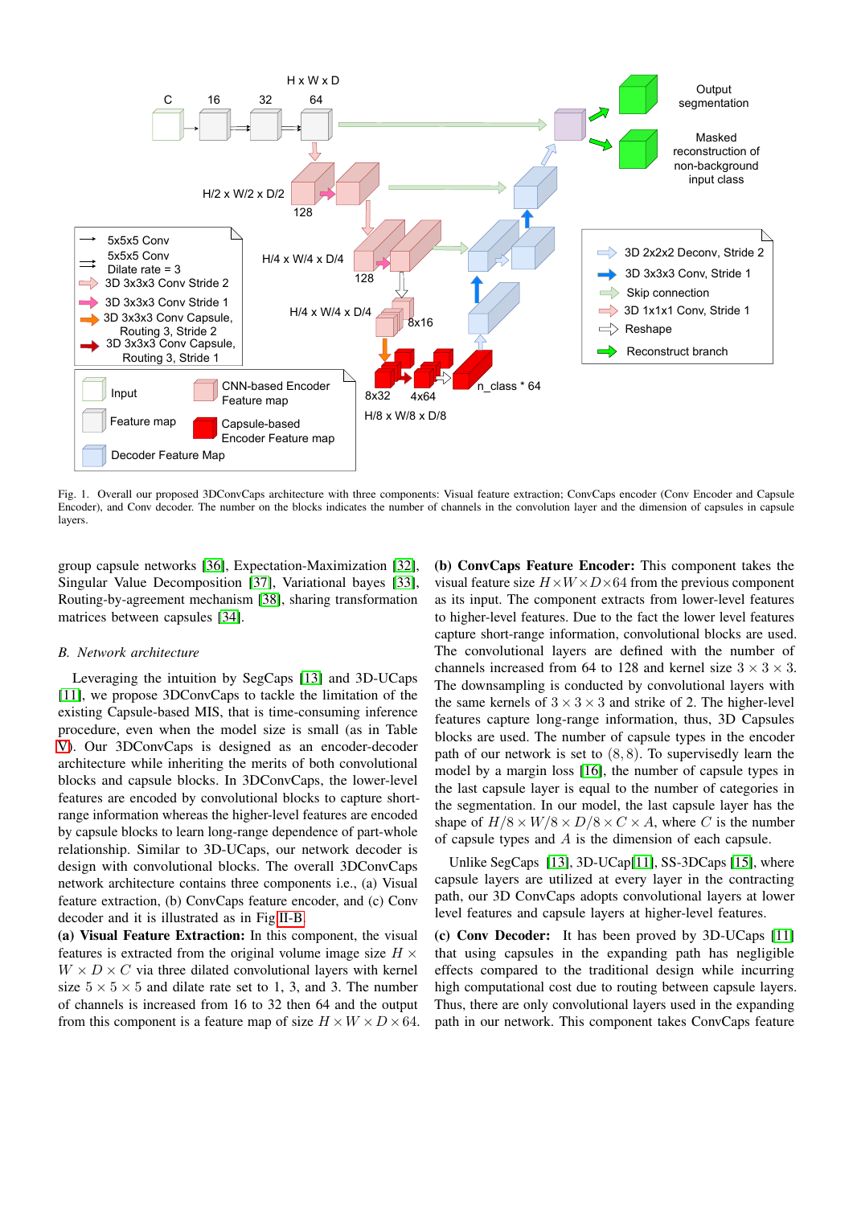C
16
32
H x W x D
64
H/2 x W/2 x D/2
128
H/4 x W/4 x D/4
128
H/4 x W/4 x D/4
8x16
8x32
4x64
n_class * 64
H/8 x W/8 x D/8
Output segmentation
Masked reconstruction of non-background input class
5x5x5 Conv
5x5x5 Conv Dilate rate = 3
3D 3x3x3 Conv Stride 2
3D 3x3x3 Conv Stride 1
3D 3x3x3 Conv Capsule, Routing 3, Stride 2
3D 3x3x3 Conv Capsule, Routing 3, Stride 1
3D 2x2x2 Deconv, Stride 2
3D 3x3x3 Conv, Stride 1
Skip connection
3D 1x1x1 Conv, Stride 1
Reshape
Reconstruct branch
Input
Feature map
Decoder Feature Map
CNN-based Encoder Feature map
Capsule-based Encoder Feature map

Fig. 1. Overall our proposed 3DConvCaps architecture with three components: Visual feature extraction; ConvCaps encoder (Conv Encoder and Capsule Encoder), and Conv decoder. The number on the blocks indicates the number of channels in the convolution layer and the dimension of capsules in capsule layers.

group capsule networks [36], Expectation-Maximization [32], Singular Value Decomposition [37], Variational bayes [33], Routing-by-agreement mechanism [38], sharing transformation matrices between capsules [34].

### B. Network architecture

Leveraging the intuition by SegCaps [13] and 3D-UCaps [11], we propose 3DConvCaps to tackle the limitation of the existing Capsule-based MIS, that is time-consuming inference procedure, even when the model size is small (as in Table V). Our 3DConvCaps is designed as an encoder-decoder architecture while inheriting the merits of both convolutional blocks and capsule blocks. In 3DConvCaps, the lower-level features are encoded by convolutional blocks to capture short-range information whereas the higher-level features are encoded by capsule blocks to learn long-range dependence of part-whole relationship. Similar to 3D-UCaps, our network decoder is design with convolutional blocks. The overall 3DConvCaps network architecture contains three components i.e., (a) Visual feature extraction, (b) ConvCaps feature encoder, and (c) Conv decoder and it is illustrated as in Fig II-B.

**(a) Visual Feature Extraction:** In this component, the visual features is extracted from the original volume image size $H \times W \times D \times C$ via three dilated convolutional layers with kernel size $5 \times 5 \times 5$ and dilate rate set to 1, 3, and 3. The number of channels is increased from 16 to 32 then 64 and the output from this component is a feature map of size $H \times W \times D \times 64$.

**(b) ConvCaps Feature Encoder:** This component takes the visual feature size $H \times W \times D \times 64$ from the previous component as its input. The component extracts from lower-level features to higher-level features. Due to the fact the lower level features capture short-range information, convolutional blocks are used. The convolutional layers are defined with the number of channels increased from 64 to 128 and kernel size $3 \times 3 \times 3$. The downsampling is conducted by convolutional layers with the same kernels of $3 \times 3 \times 3$ and strike of 2. The higher-level features capture long-range information, thus, 3D Capsules blocks are used. The number of capsule types in the encoder path of our network is set to $(8, 8)$. To supervisedly learn the model by a margin loss [16], the number of capsule types in the last capsule layer is equal to the number of categories in the segmentation. In our model, the last capsule layer has the shape of $H/8 \times W/8 \times D/8 \times C \times A$, where $C$ is the number of capsule types and $A$ is the dimension of each capsule.

Unlike SegCaps [13], 3D-UCap[11], SS-3DCaps [15], where capsule layers are utilized at every layer in the contracting path, our 3D ConvCaps adopts convolutional layers at lower level features and capsule layers at higher-level features.

**(c) Conv Decoder:** It has been proved by 3D-UCaps [11] that using capsules in the expanding path has negligible effects compared to the traditional design while incurring high computational cost due to routing between capsule layers. Thus, there are only convolutional layers used in the expanding path in our network. This component takes ConvCaps feature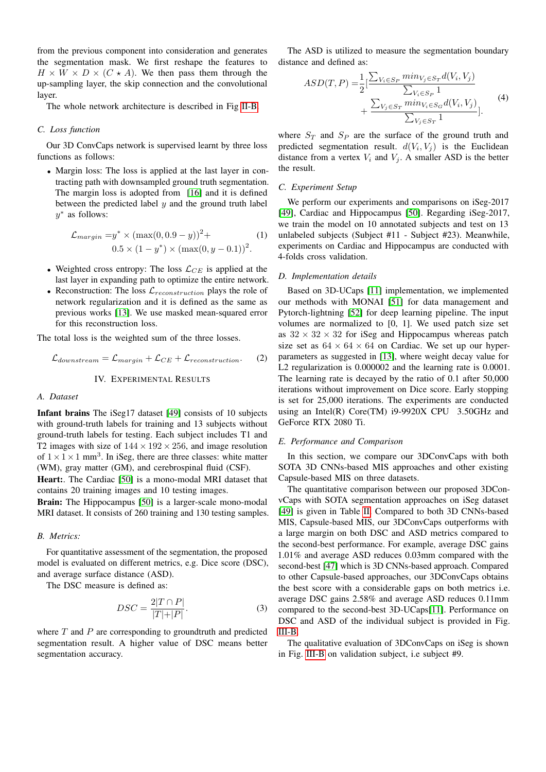from the previous component into consideration and generates the segmentation mask. We first reshape the features to $H \times W \times D \times (C \star A)$. We then pass them through the up-sampling layer, the skip connection and the convolutional layer.

The whole network architecture is described in Fig II-B.

### C. Loss function

Our 3D ConvCaps network is supervised learnt by three loss functions as follows:

- Margin loss: The loss is applied at the last layer in contracting path with downsampled ground truth segmentation. The margin loss is adopted from [16] and it is defined between the predicted label $y$ and the ground truth label $y^*$ as follows:

$$\begin{aligned}\mathcal{L}_{margin} =& y^* \times (\max(0, 0.9 - y))^2 + \\ & 0.5 \times (1 - y^*) \times (\max(0, y - 0.1))^2.\end{aligned} \tag{1}$$

- Weighted cross entropy: The loss $\mathcal{L}_{CE}$ is applied at the last layer in expanding path to optimize the entire network.
- Reconstruction: The loss $\mathcal{L}_{reconstruction}$ plays the role of network regularization and it is defined as the same as previous works [13]. We use masked mean-squared error for this reconstruction loss.

The total loss is the weighted sum of the three losses.

$$\mathcal{L}_{downstream} = \mathcal{L}_{margin} + \mathcal{L}_{CE} + \mathcal{L}_{reconstruction}. \tag{2}$$

## IV. Experimental Results

### A. Dataset

**Infant brains** The iSeg17 dataset [49] consists of 10 subjects with ground-truth labels for training and 13 subjects without ground-truth labels for testing. Each subject includes T1 and T2 images with size of $144 \times 192 \times 256$, and image resolution of $1 \times 1 \times 1$ mm$^3$. In iSeg, there are three classes: white matter (WM), gray matter (GM), and cerebrospinal fluid (CSF).

**Heart:**. The Cardiac [50] is a mono-modal MRI dataset that contains 20 training images and 10 testing images.

**Brain:** The Hippocampus [50] is a larger-scale mono-modal MRI dataset. It consists of 260 training and 130 testing samples.

### B. Metrics:

For quantitative assessment of the segmentation, the proposed model is evaluated on different metrics, e.g. Dice score (DSC), and average surface distance (ASD).

The DSC measure is defined as:

$$DSC = \frac{2|T \cap P|}{|T| + |P|}. \tag{3}$$

where $T$ and $P$ are corresponding to groundtruth and predicted segmentation result. A higher value of DSC means better segmentation accuracy.

The ASD is utilized to measure the segmentation boundary distance and defined as:

$$\begin{aligned}ASD(T, P) =& \frac{1}{2}\Big[\frac{\sum_{V_i \in S_P} min_{V_j \in S_T} d(V_i, V_j)}{\sum_{V_i \in S_P} 1} \\ & + \frac{\sum_{V_j \in S_T} min_{V_i \in S_G} d(V_i, V_j)}{\sum_{V_j \in S_T} 1}\Big].\end{aligned} \tag{4}$$

where $S_T$ and $S_P$ are the surface of the ground truth and predicted segmentation result. $d(V_i, V_j)$ is the Euclidean distance from a vertex $V_i$ and $V_j$. A smaller ASD is the better the result.

### C. Experiment Setup

We perform our experiments and comparisons on iSeg-2017 [49], Cardiac and Hippocampus [50]. Regarding iSeg-2017, we train the model on 10 annotated subjects and test on 13 unlabeled subjects (Subject #11 - Subject #23). Meanwhile, experiments on Cardiac and Hippocampus are conducted with 4-folds cross validation.

### D. Implementation details

Based on 3D-UCaps [11] implementation, we implemented our methods with MONAI [51] for data management and Pytorch-lightning [52] for deep learning pipeline. The input volumes are normalized to [0, 1]. We used patch size set as $32 \times 32 \times 32$ for iSeg and Hippocampus whereas patch size set as $64 \times 64 \times 64$ on Cardiac. We set up our hyper-parameters as suggested in [13], where weight decay value for L2 regularization is 0.000002 and the learning rate is 0.0001. The learning rate is decayed by the ratio of 0.1 after 50,000 iterations without improvement on Dice score. Early stopping is set for 25,000 iterations. The experiments are conducted using an Intel(R) Core(TM) i9-9920X CPU 3.50GHz and GeForce RTX 2080 Ti.

### E. Performance and Comparison

In this section, we compare our 3DConvCaps with both SOTA 3D CNNs-based MIS approaches and other existing Capsule-based MIS on three datasets.

The quantitative comparison between our proposed 3DConvCaps with SOTA segmentation approaches on iSeg dataset [49] is given in Table II. Compared to both 3D CNNs-based MIS, Capsule-based MIS, our 3DConvCaps outperforms with a large margin on both DSC and ASD metrics compared to the second-best performance. For example, average DSC gains 1.01% and average ASD reduces 0.03mm compared with the second-best [47] which is 3D CNNs-based approach. Compared to other Capsule-based approaches, our 3DConvCaps obtains the best score with a considerable gaps on both metrics i.e. average DSC gains 2.58% and average ASD reduces 0.11mm compared to the second-best 3D-UCaps[11]. Performance on DSC and ASD of the individual subject is provided in Fig. III-B.

The qualitative evaluation of 3DConvCaps on iSeg is shown in Fig. III-B on validation subject, i.e subject #9.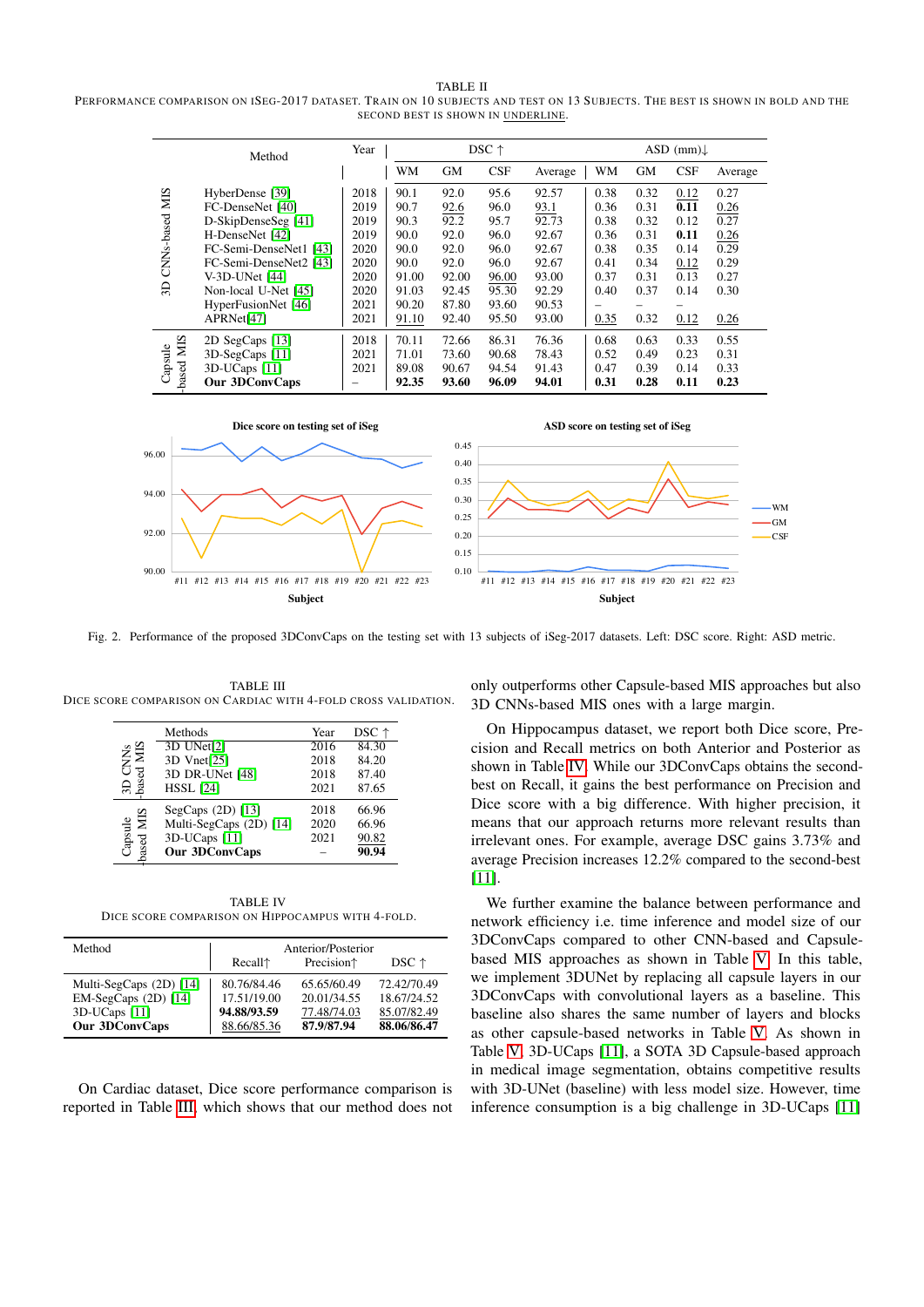TABLE II
PERFORMANCE COMPARISON ON ISEG-2017 DATASET. TRAIN ON 10 SUBJECTS AND TEST ON 13 SUBJECTS. THE BEST IS SHOWN IN BOLD AND THE SECOND BEST IS SHOWN IN UNDERLINE.

| | Method | Year | DSC ↑ | | | | ASD (mm)↓ | | | |
|---|---|---|---|---|---|---|---|---|---|---|
| | | | WM | GM | CSF | Average | WM | GM | CSF | Average |
| 3D CNNs-based MIS | HyberDense [39] | 2018 | 90.1 | 92.0 | 95.6 | 92.57 | 0.38 | 0.32 | <u>0.12</u> | 0.27 |
| | FC-DenseNet [40] | 2019 | 90.7 | <u>92.6</u> | 96.0 | <u>93.1</u> | 0.36 | 0.31 | **0.11** | <u>0.26</u> |
| | D-SkipDenseSeg [41] | 2019 | 90.3 | 92.2 | 95.7 | 92.73 | 0.38 | 0.32 | 0.12 | 0.27 |
| | H-DenseNet [42] | 2019 | 90.0 | 92.0 | 96.0 | 92.67 | 0.36 | 0.31 | **0.11** | <u>0.26</u> |
| | FC-Semi-DenseNet1 [43] | 2020 | 90.0 | 92.0 | 96.0 | 92.67 | 0.38 | 0.35 | 0.14 | 0.29 |
| | FC-Semi-DenseNet2 [43] | 2020 | 90.0 | 92.0 | 96.0 | 92.67 | 0.41 | 0.34 | <u>0.12</u> | 0.29 |
| | V-3D-UNet [44] | 2020 | 91.00 | 92.00 | <u>96.00</u> | 93.00 | 0.37 | 0.31 | 0.13 | 0.27 |
| | Non-local U-Net [45] | 2020 | 91.03 | 92.45 | 95.30 | 92.29 | 0.40 | 0.37 | 0.14 | 0.30 |
| | HyperFusionNet [46] | 2021 | 90.20 | 87.80 | 93.60 | 90.53 | – | – | – | |
| | APRNet[47] | 2021 | <u>91.10</u> | 92.40 | 95.50 | 93.00 | <u>0.35</u> | 0.32 | <u>0.12</u> | <u>0.26</u> |
| Capsule -based MIS | 2D SegCaps [13] | 2018 | 70.11 | 72.66 | 86.31 | 76.36 | 0.68 | 0.63 | 0.33 | 0.55 |
| | 3D-SegCaps [11] | 2021 | 71.01 | 73.60 | 90.68 | 78.43 | 0.52 | 0.49 | 0.23 | 0.31 |
| | 3D-UCaps [11] | 2021 | 89.08 | 90.67 | 94.54 | 91.43 | 0.47 | 0.39 | 0.14 | 0.33 |
| | **Our 3DConvCaps** | – | **92.35** | **93.60** | **96.09** | **94.01** | **0.31** | **0.28** | **0.11** | **0.23** |

Dice score on testing set of iSeg

96.00
94.00
92.00
90.00
#11 #12 #13 #14 #15 #16 #17 #18 #19 #20 #21 #22 #23
Subject

ASD score on testing set of iSeg

0.45
0.40
0.35
0.30
0.25
0.20
0.15
0.10
#11 #12 #13 #14 #15 #16 #17 #18 #19 #20 #21 #22 #23
Subject

WM
GM
CSF

Fig. 2. Performance of the proposed 3DConvCaps on the testing set with 13 subjects of iSeg-2017 datasets. Left: DSC score. Right: ASD metric.

TABLE III
DICE SCORE COMPARISON ON CARDIAC WITH 4-FOLD CROSS VALIDATION.

| | Methods | Year | DSC ↑ |
|---|---|---|---|
| 3D CNNs -based MIS | 3D UNet[2] | 2016 | 84.30 |
| | 3D Vnet[25] | 2018 | 84.20 |
| | 3D DR-UNet [48] | 2018 | 87.40 |
| | HSSL [24] | 2021 | 87.65 |
| Capsule -based MIS | SegCaps (2D) [13] | 2018 | 66.96 |
| | Multi-SegCaps (2D) [14] | 2020 | 66.96 |
| | 3D-UCaps [11] | 2021 | <u>90.82</u> |
| | **Our 3DConvCaps** | – | **90.94** |

TABLE IV
DICE SCORE COMPARISON ON HIPPOCAMPUS WITH 4-FOLD.

| Method | Anterior/Posterior | | |
|---|---|---|---|
| | Recall↑ | Precision↑ | DSC ↑ |
| Multi-SegCaps (2D) [14] | 80.76/84.46 | 65.65/60.49 | 72.42/70.49 |
| EM-SegCaps (2D) [14] | 17.51/19.00 | 20.01/34.55 | 18.67/24.52 |
| 3D-UCaps [11] | **94.88/93.59** | <u>77.48/74.03</u> | <u>85.07/82.49</u> |
| **Our 3DConvCaps** | <u>88.66/85.36</u> | **87.9/87.94** | **88.06/86.47** |

On Cardiac dataset, Dice score performance comparison is reported in Table III, which shows that our method does not only outperforms other Capsule-based MIS approaches but also 3D CNNs-based MIS ones with a large margin.

On Hippocampus dataset, we report both Dice score, Precision and Recall metrics on both Anterior and Posterior as shown in Table IV. While our 3DConvCaps obtains the second-best on Recall, it gains the best performance on Precision and Dice score with a big difference. With higher precision, it means that our approach returns more relevant results than irrelevant ones. For example, average DSC gains 3.73% and average Precision increases 12.2% compared to the second-best [11].

We further examine the balance between performance and network efficiency i.e. time inference and model size of our 3DConvCaps compared to other CNN-based and Capsule-based MIS approaches as shown in Table V. In this table, we implement 3DUNet by replacing all capsule layers in our 3DConvCaps with convolutional layers as a baseline. This baseline also shares the same number of layers and blocks as other capsule-based networks in Table V. As shown in Table V, 3D-UCaps [11], a SOTA 3D Capsule-based approach in medical image segmentation, obtains competitive results with 3D-UNet (baseline) with less model size. However, time inference consumption is a big challenge in 3D-UCaps [11]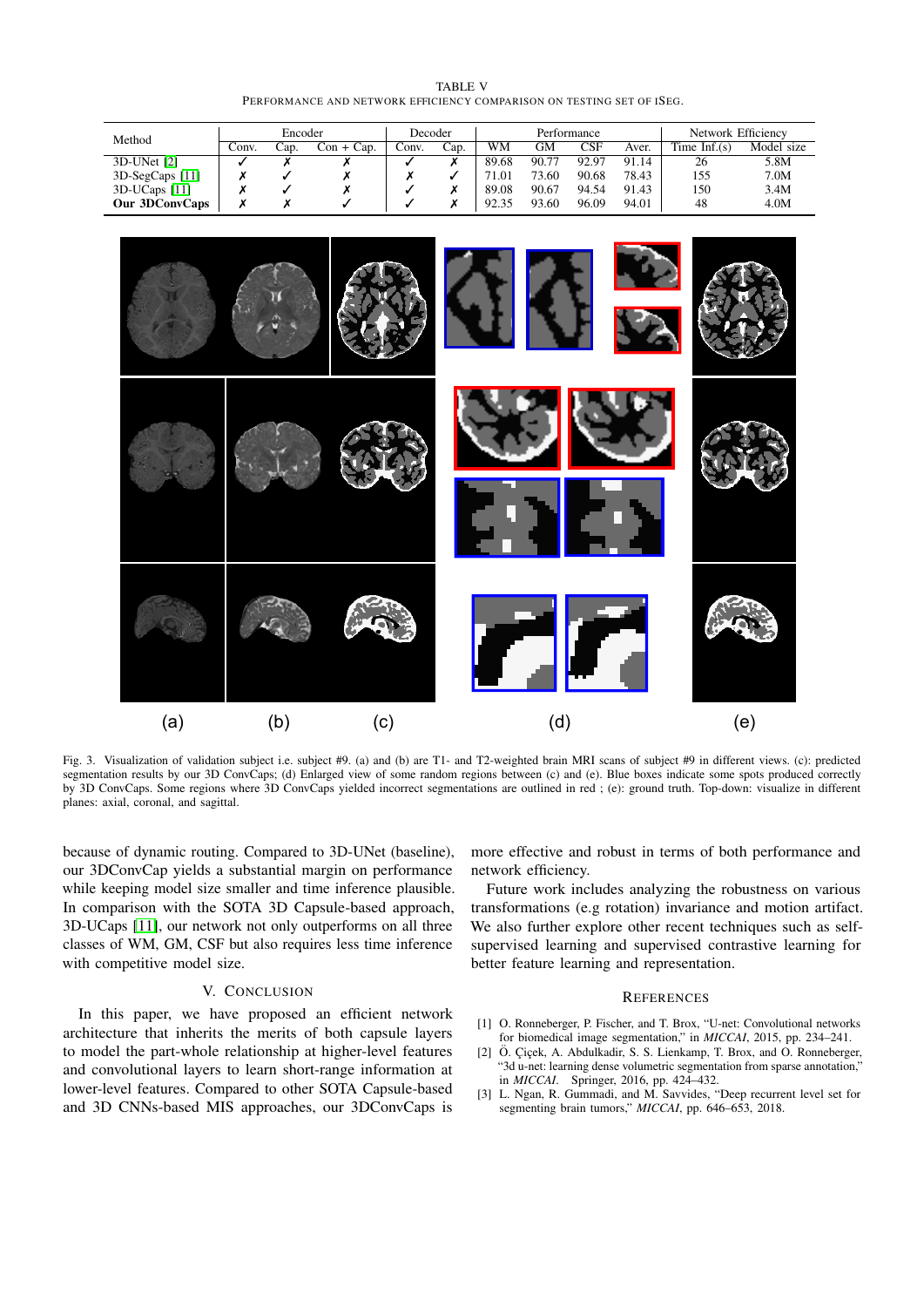TABLE V
PERFORMANCE AND NETWORK EFFICIENCY COMPARISON ON TESTING SET OF ISEG.

| Method | Encoder | | | Decoder | | Performance | | | | Network Efficiency | |
|---|---|---|---|---|---|---|---|---|---|---|---|
| | Conv. | Cap. | Con + Cap. | Conv. | Cap. | WM | GM | CSF | Aver. | Time Inf.(s) | Model size |
| 3D-UNet [2] | ✓ | ✗ | ✗ | ✓ | ✗ | 89.68 | 90.77 | 92.97 | 91.14 | 26 | 5.8M |
| 3D-SegCaps [11] | ✗ | ✓ | ✗ | ✗ | ✓ | 71.01 | 73.60 | 90.68 | 78.43 | 155 | 7.0M |
| 3D-UCaps [11] | ✗ | ✓ | ✗ | ✓ | ✗ | 89.08 | 90.67 | 94.54 | 91.43 | 150 | 3.4M |
| **Our 3DConvCaps** | ✗ | ✗ | ✓ | ✓ | ✗ | 92.35 | 93.60 | 96.09 | 94.01 | 48 | 4.0M |

(a) (b) (c) (d) (e)

Fig. 3. Visualization of validation subject i.e. subject #9. (a) and (b) are T1- and T2-weighted brain MRI scans of subject #9 in different views. (c): predicted segmentation results by our 3D ConvCaps; (d) Enlarged view of some random regions between (c) and (e). Blue boxes indicate some spots produced correctly by 3D ConvCaps. Some regions where 3D ConvCaps yielded incorrect segmentations are outlined in red ; (e): ground truth. Top-down: visualize in different planes: axial, coronal, and sagittal.

because of dynamic routing. Compared to 3D-UNet (baseline), our 3DConvCap yields a substantial margin on performance while keeping model size smaller and time inference plausible. In comparison with the SOTA 3D Capsule-based approach, 3D-UCaps [11], our network not only outperforms on all three classes of WM, GM, CSF but also requires less time inference with competitive model size.

## V. CONCLUSION

In this paper, we have proposed an efficient network architecture that inherits the merits of both capsule layers to model the part-whole relationship at higher-level features and convolutional layers to learn short-range information at lower-level features. Compared to other SOTA Capsule-based and 3D CNNs-based MIS approaches, our 3DConvCaps is more effective and robust in terms of both performance and network efficiency.

Future work includes analyzing the robustness on various transformations (e.g rotation) invariance and motion artifact. We also further explore other recent techniques such as self-supervised learning and supervised contrastive learning for better feature learning and representation.

## REFERENCES

[1] O. Ronneberger, P. Fischer, and T. Brox, "U-net: Convolutional networks for biomedical image segmentation," in *MICCAI*, 2015, pp. 234–241.

[2] Ö. Çiçek, A. Abdulkadir, S. S. Lienkamp, T. Brox, and O. Ronneberger, "3d u-net: learning dense volumetric segmentation from sparse annotation," in *MICCAI*. Springer, 2016, pp. 424–432.

[3] L. Ngan, R. Gummadi, and M. Savvides, "Deep recurrent level set for segmenting brain tumors," *MICCAI*, pp. 646–653, 2018.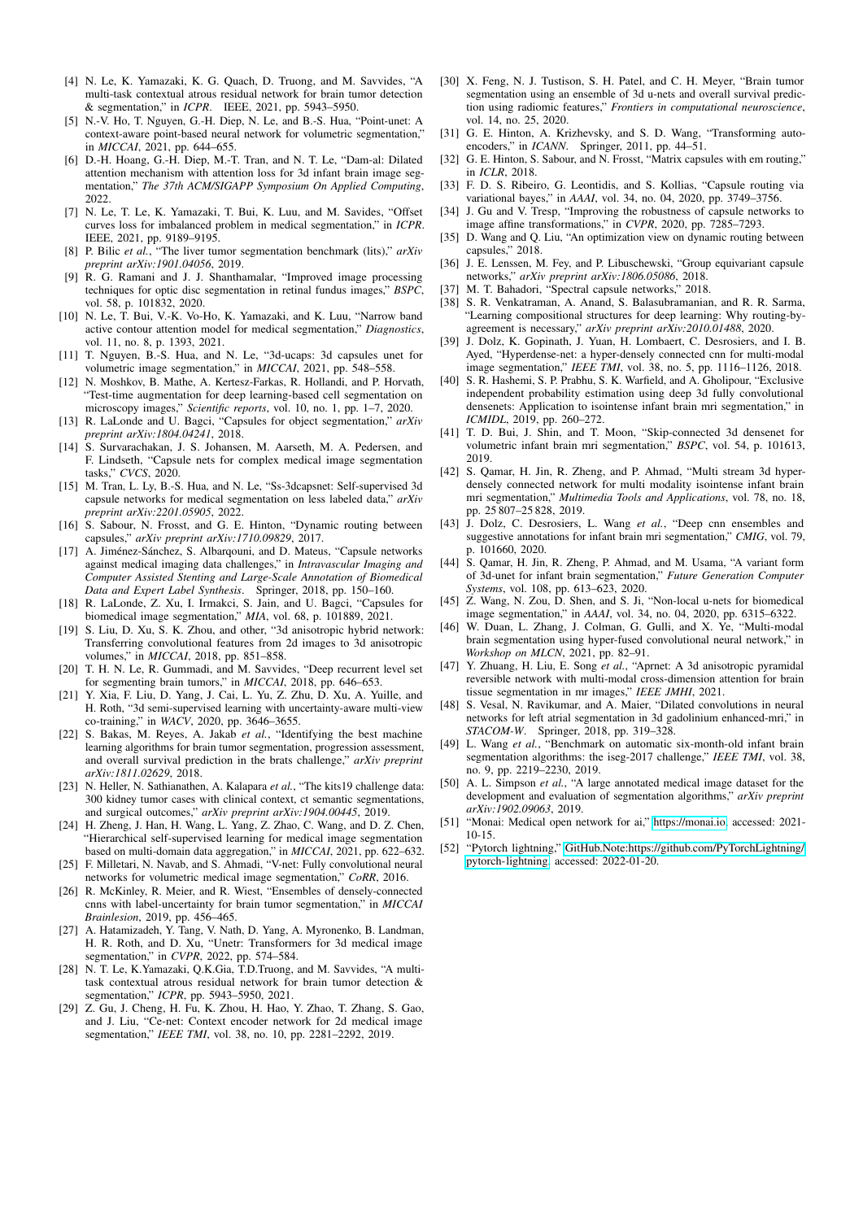[4] N. Le, K. Yamazaki, K. G. Quach, D. Truong, and M. Savvides, "A multi-task contextual atrous residual network for brain tumor detection & segmentation," in *ICPR*. IEEE, 2021, pp. 5943–5950.

[5] N.-V. Ho, T. Nguyen, G.-H. Diep, N. Le, and B.-S. Hua, "Point-unet: A context-aware point-based neural network for volumetric segmentation," in *MICCAI*, 2021, pp. 644–655.

[6] D.-H. Hoang, G.-H. Diep, M.-T. Tran, and N. T. Le, "Dam-al: Dilated attention mechanism with attention loss for 3d infant brain image segmentation," *The 37th ACM/SIGAPP Symposium On Applied Computing*, 2022.

[7] N. Le, T. Le, K. Yamazaki, T. Bui, K. Luu, and M. Savides, "Offset curves loss for imbalanced problem in medical segmentation," in *ICPR*. IEEE, 2021, pp. 9189–9195.

[8] P. Bilic *et al.*, "The liver tumor segmentation benchmark (lits)," *arXiv preprint arXiv:1901.04056*, 2019.

[9] R. G. Ramani and J. J. Shanthamalar, "Improved image processing techniques for optic disc segmentation in retinal fundus images," *BSPC*, vol. 58, p. 101832, 2020.

[10] N. Le, T. Bui, V.-K. Vo-Ho, K. Yamazaki, and K. Luu, "Narrow band active contour attention model for medical segmentation," *Diagnostics*, vol. 11, no. 8, p. 1393, 2021.

[11] T. Nguyen, B.-S. Hua, and N. Le, "3d-ucaps: 3d capsules unet for volumetric image segmentation," in *MICCAI*, 2021, pp. 548–558.

[12] N. Moshkov, B. Mathe, A. Kertesz-Farkas, R. Hollandi, and P. Horvath, "Test-time augmentation for deep learning-based cell segmentation on microscopy images," *Scientific reports*, vol. 10, no. 1, pp. 1–7, 2020.

[13] R. LaLonde and U. Bagci, "Capsules for object segmentation," *arXiv preprint arXiv:1804.04241*, 2018.

[14] S. Survarachakan, J. S. Johansen, M. Aarseth, M. A. Pedersen, and F. Lindseth, "Capsule nets for complex medical image segmentation tasks," *CVCS*, 2020.

[15] M. Tran, L. Ly, B.-S. Hua, and N. Le, "Ss-3dcapsnet: Self-supervised 3d capsule networks for medical segmentation on less labeled data," *arXiv preprint arXiv:2201.05905*, 2022.

[16] S. Sabour, N. Frosst, and G. E. Hinton, "Dynamic routing between capsules," *arXiv preprint arXiv:1710.09829*, 2017.

[17] A. Jiménez-Sánchez, S. Albarqouni, and D. Mateus, "Capsule networks against medical imaging data challenges," in *Intravascular Imaging and Computer Assisted Stenting and Large-Scale Annotation of Biomedical Data and Expert Label Synthesis*. Springer, 2018, pp. 150–160.

[18] R. LaLonde, Z. Xu, I. Irmakci, S. Jain, and U. Bagci, "Capsules for biomedical image segmentation," *MIA*, vol. 68, p. 101889, 2021.

[19] S. Liu, D. Xu, S. K. Zhou, and other, "3d anisotropic hybrid network: Transferring convolutional features from 2d images to 3d anisotropic volumes," in *MICCAI*, 2018, pp. 851–858.

[20] T. H. N. Le, R. Gummadi, and M. Savvides, "Deep recurrent level set for segmenting brain tumors," in *MICCAI*, 2018, pp. 646–653.

[21] Y. Xia, F. Liu, D. Yang, J. Cai, L. Yu, Z. Zhu, D. Xu, A. Yuille, and H. Roth, "3d semi-supervised learning with uncertainty-aware multi-view co-training," in *WACV*, 2020, pp. 3646–3655.

[22] S. Bakas, M. Reyes, A. Jakab *et al.*, "Identifying the best machine learning algorithms for brain tumor segmentation, progression assessment, and overall survival prediction in the brats challenge," *arXiv preprint arXiv:1811.02629*, 2018.

[23] N. Heller, N. Sathianathen, A. Kalapara *et al.*, "The kits19 challenge data: 300 kidney tumor cases with clinical context, ct semantic segmentations, and surgical outcomes," *arXiv preprint arXiv:1904.00445*, 2019.

[24] H. Zheng, J. Han, H. Wang, L. Yang, Z. Zhao, C. Wang, and D. Z. Chen, "Hierarchical self-supervised learning for medical image segmentation based on multi-domain data aggregation," in *MICCAI*, 2021, pp. 622–632.

[25] F. Milletari, N. Navab, and S. Ahmadi, "V-net: Fully convolutional neural networks for volumetric medical image segmentation," *CoRR*, 2016.

[26] R. McKinley, R. Meier, and R. Wiest, "Ensembles of densely-connected cnns with label-uncertainty for brain tumor segmentation," in *MICCAI Brainlesion*, 2019, pp. 456–465.

[27] A. Hatamizadeh, Y. Tang, V. Nath, D. Yang, A. Myronenko, B. Landman, H. R. Roth, and D. Xu, "Unetr: Transformers for 3d medical image segmentation," in *CVPR*, 2022, pp. 574–584.

[28] N. T. Le, K.Yamazaki, Q.K.Gia, T.D.Truong, and M. Savvides, "A multi-task contextual atrous residual network for brain tumor detection & segmentation," *ICPR*, pp. 5943–5950, 2021.

[29] Z. Gu, J. Cheng, H. Fu, K. Zhou, H. Hao, Y. Zhao, T. Zhang, S. Gao, and J. Liu, "Ce-net: Context encoder network for 2d medical image segmentation," *IEEE TMI*, vol. 38, no. 10, pp. 2281–2292, 2019.

[30] X. Feng, N. J. Tustison, S. H. Patel, and C. H. Meyer, "Brain tumor segmentation using an ensemble of 3d u-nets and overall survival prediction using radiomic features," *Frontiers in computational neuroscience*, vol. 14, no. 25, 2020.

[31] G. E. Hinton, A. Krizhevsky, and S. D. Wang, "Transforming auto-encoders," in *ICANN*. Springer, 2011, pp. 44–51.

[32] G. E. Hinton, S. Sabour, and N. Frosst, "Matrix capsules with em routing," in *ICLR*, 2018.

[33] F. D. S. Ribeiro, G. Leontidis, and S. Kollias, "Capsule routing via variational bayes," in *AAAI*, vol. 34, no. 04, 2020, pp. 3749–3756.

[34] J. Gu and V. Tresp, "Improving the robustness of capsule networks to image affine transformations," in *CVPR*, 2020, pp. 7285–7293.

[35] D. Wang and Q. Liu, "An optimization view on dynamic routing between capsules," 2018.

[36] J. E. Lenssen, M. Fey, and P. Libuschewski, "Group equivariant capsule networks," *arXiv preprint arXiv:1806.05086*, 2018.

[37] M. T. Bahadori, "Spectral capsule networks," 2018.

[38] S. R. Venkatraman, A. Anand, S. Balasubramanian, and R. R. Sarma, "Learning compositional structures for deep learning: Why routing-by-agreement is necessary," *arXiv preprint arXiv:2010.01488*, 2020.

[39] J. Dolz, K. Gopinath, J. Yuan, H. Lombaert, C. Desrosiers, and I. B. Ayed, "Hyperdense-net: a hyper-densely connected cnn for multi-modal image segmentation," *IEEE TMI*, vol. 38, no. 5, pp. 1116–1126, 2018.

[40] S. R. Hashemi, S. P. Prabhu, S. K. Warfield, and A. Gholipour, "Exclusive independent probability estimation using deep 3d fully convolutional densenets: Application to isointense infant brain mri segmentation," in *ICMIDL*, 2019, pp. 260–272.

[41] T. D. Bui, J. Shin, and T. Moon, "Skip-connected 3d densenet for volumetric infant brain mri segmentation," *BSPC*, vol. 54, p. 101613, 2019.

[42] S. Qamar, H. Jin, R. Zheng, and P. Ahmad, "Multi stream 3d hyper-densely connected network for multi modality isointense infant brain mri segmentation," *Multimedia Tools and Applications*, vol. 78, no. 18, pp. 25 807–25 828, 2019.

[43] J. Dolz, C. Desrosiers, L. Wang *et al.*, "Deep cnn ensembles and suggestive annotations for infant brain mri segmentation," *CMIG*, vol. 79, p. 101660, 2020.

[44] S. Qamar, H. Jin, R. Zheng, P. Ahmad, and M. Usama, "A variant form of 3d-unet for infant brain segmentation," *Future Generation Computer Systems*, vol. 108, pp. 613–623, 2020.

[45] Z. Wang, N. Zou, D. Shen, and S. Ji, "Non-local u-nets for biomedical image segmentation," in *AAAI*, vol. 34, no. 04, 2020, pp. 6315–6322.

[46] W. Duan, L. Zhang, J. Colman, G. Gulli, and X. Ye, "Multi-modal brain segmentation using hyper-fused convolutional neural network," in *Workshop on MLCN*, 2021, pp. 82–91.

[47] Y. Zhuang, H. Liu, E. Song *et al.*, "Aprnet: A 3d anisotropic pyramidal reversible network with multi-modal cross-dimension attention for brain tissue segmentation in mr images," *IEEE JMHI*, 2021.

[48] S. Vesal, N. Ravikumar, and A. Maier, "Dilated convolutions in neural networks for left atrial segmentation in 3d gadolinium enhanced-mri," in *STACOM-W*. Springer, 2018, pp. 319–328.

[49] L. Wang *et al.*, "Benchmark on automatic six-month-old infant brain segmentation algorithms: the iseg-2017 challenge," *IEEE TMI*, vol. 38, no. 9, pp. 2219–2230, 2019.

[50] A. L. Simpson *et al.*, "A large annotated medical image dataset for the development and evaluation of segmentation algorithms," *arXiv preprint arXiv:1902.09063*, 2019.

[51] "Monai: Medical open network for ai," https://monai.io, accessed: 2021-10-15.

[52] "Pytorch lightning," GitHub.Note:https://github.com/PyTorchLightning/pytorch-lightning, accessed: 2022-01-20.